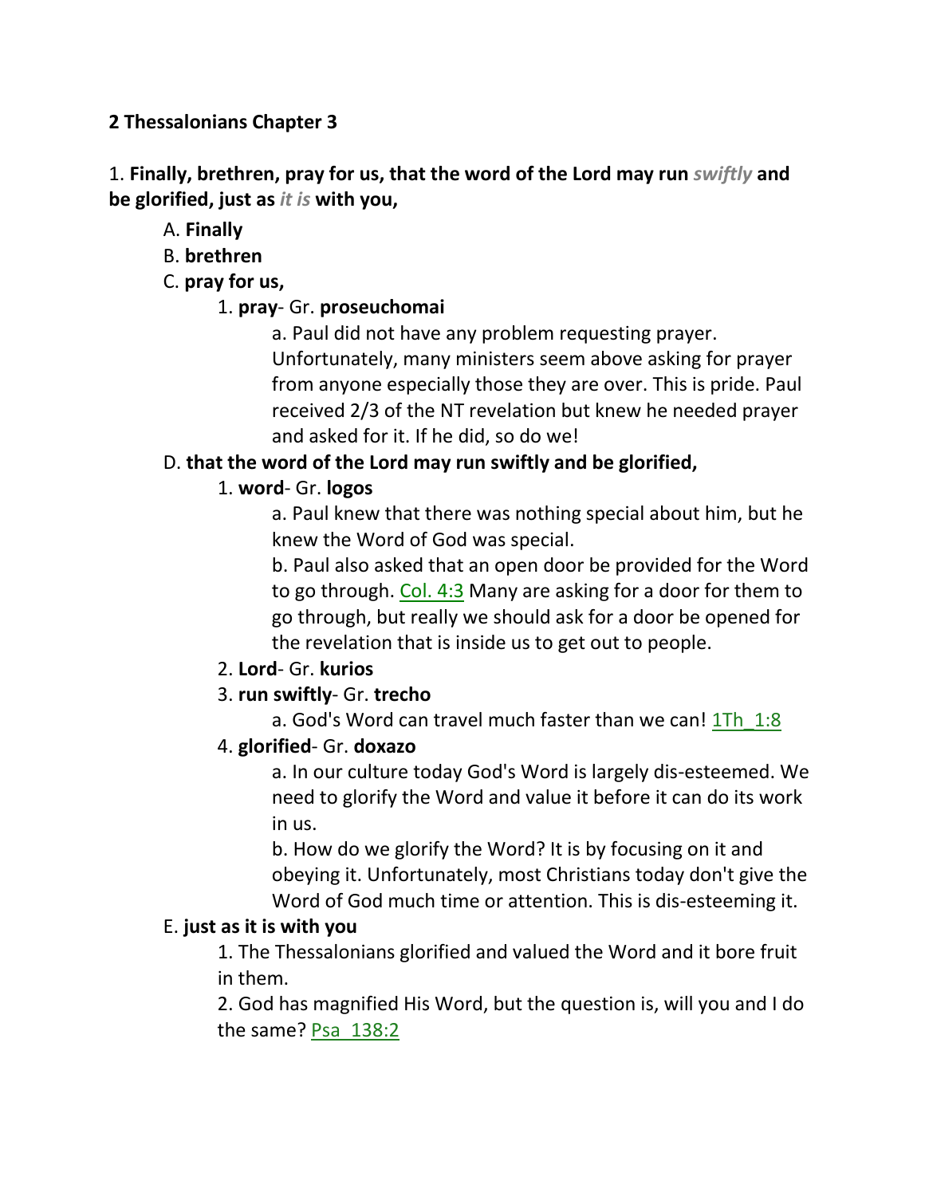**2 Thessalonians Chapter 3**

1. **Finally, brethren, pray for us, that the word of the Lord may run *swiftly* and be glorified, just as *it is* with you,**

- A. **Finally**
- B. **brethren**
- C. **pray for us,**
  - 1. **pray**- Gr. **proseuchomai**
    - a. Paul did not have any problem requesting prayer. Unfortunately, many ministers seem above asking for prayer from anyone especially those they are over. This is pride. Paul received 2/3 of the NT revelation but knew he needed prayer and asked for it. If he did, so do we!
- D. **that the word of the Lord may run swiftly and be glorified,**
  - 1. **word**- Gr. **logos**
    - a. Paul knew that there was nothing special about him, but he knew the Word of God was special.
    - b. Paul also asked that an open door be provided for the Word to go through. Col. 4:3 Many are asking for a door for them to go through, but really we should ask for a door be opened for the revelation that is inside us to get out to people.
  - 2. **Lord**- Gr. **kurios**
  - 3. **run swiftly**- Gr. **trecho**
    - a. God's Word can travel much faster than we can! 1Th_1:8
  - 4. **glorified**- Gr. **doxazo**
    - a. In our culture today God's Word is largely dis-esteemed. We need to glorify the Word and value it before it can do its work in us.
    - b. How do we glorify the Word? It is by focusing on it and obeying it. Unfortunately, most Christians today don't give the Word of God much time or attention. This is dis-esteeming it.
- E. **just as it is with you**
  - 1. The Thessalonians glorified and valued the Word and it bore fruit in them.
  - 2. God has magnified His Word, but the question is, will you and I do the same? Psa_138:2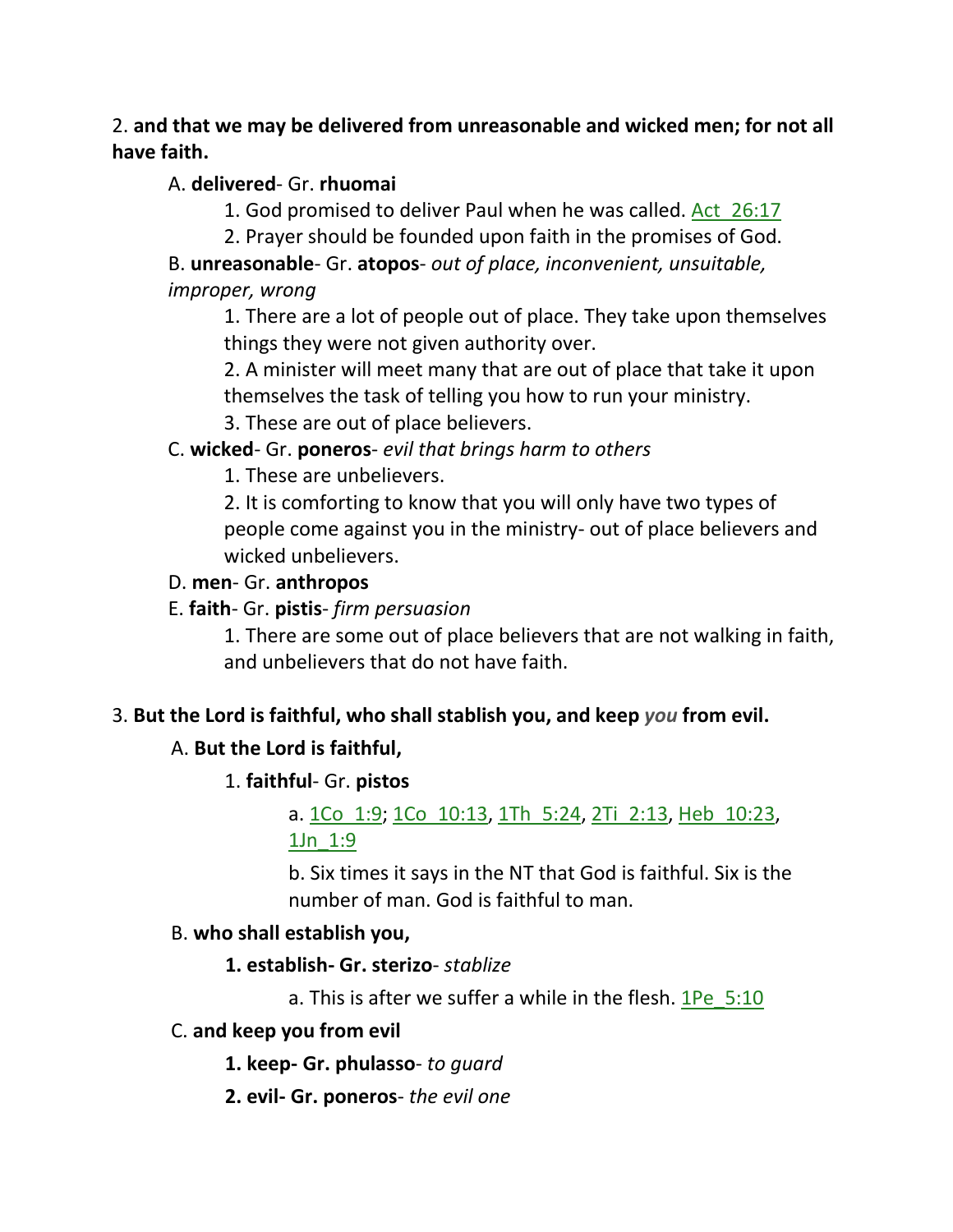2. **and that we may be delivered from unreasonable and wicked men; for not all have faith.**

A. **delivered**- Gr. **rhuomai**

1. God promised to deliver Paul when he was called. Act_26:17

2. Prayer should be founded upon faith in the promises of God.

B. **unreasonable**- Gr. **atopos**- *out of place, inconvenient, unsuitable, improper, wrong*

1. There are a lot of people out of place. They take upon themselves things they were not given authority over.

2. A minister will meet many that are out of place that take it upon themselves the task of telling you how to run your ministry.

3. These are out of place believers.

C. **wicked**- Gr. **poneros**- *evil that brings harm to others*

1. These are unbelievers.

2. It is comforting to know that you will only have two types of people come against you in the ministry- out of place believers and wicked unbelievers.

D. **men**- Gr. **anthropos**

E. **faith**- Gr. **pistis**- *firm persuasion*

1. There are some out of place believers that are not walking in faith, and unbelievers that do not have faith.

3. **But the Lord is faithful, who shall stablish you, and keep *you* from evil.**

A. **But the Lord is faithful,**

1. **faithful**- Gr. **pistos**

a. 1Co_1:9; 1Co_10:13, 1Th_5:24, 2Ti_2:13, Heb_10:23, 1Jn_1:9

b. Six times it says in the NT that God is faithful. Six is the number of man. God is faithful to man.

B. **who shall establish you,**

1. **establish- Gr. sterizo**- *stablize*

a. This is after we suffer a while in the flesh. 1Pe_5:10

C. **and keep you from evil**

1. **keep- Gr. phulasso**- *to guard*

2. **evil- Gr. poneros**- *the evil one*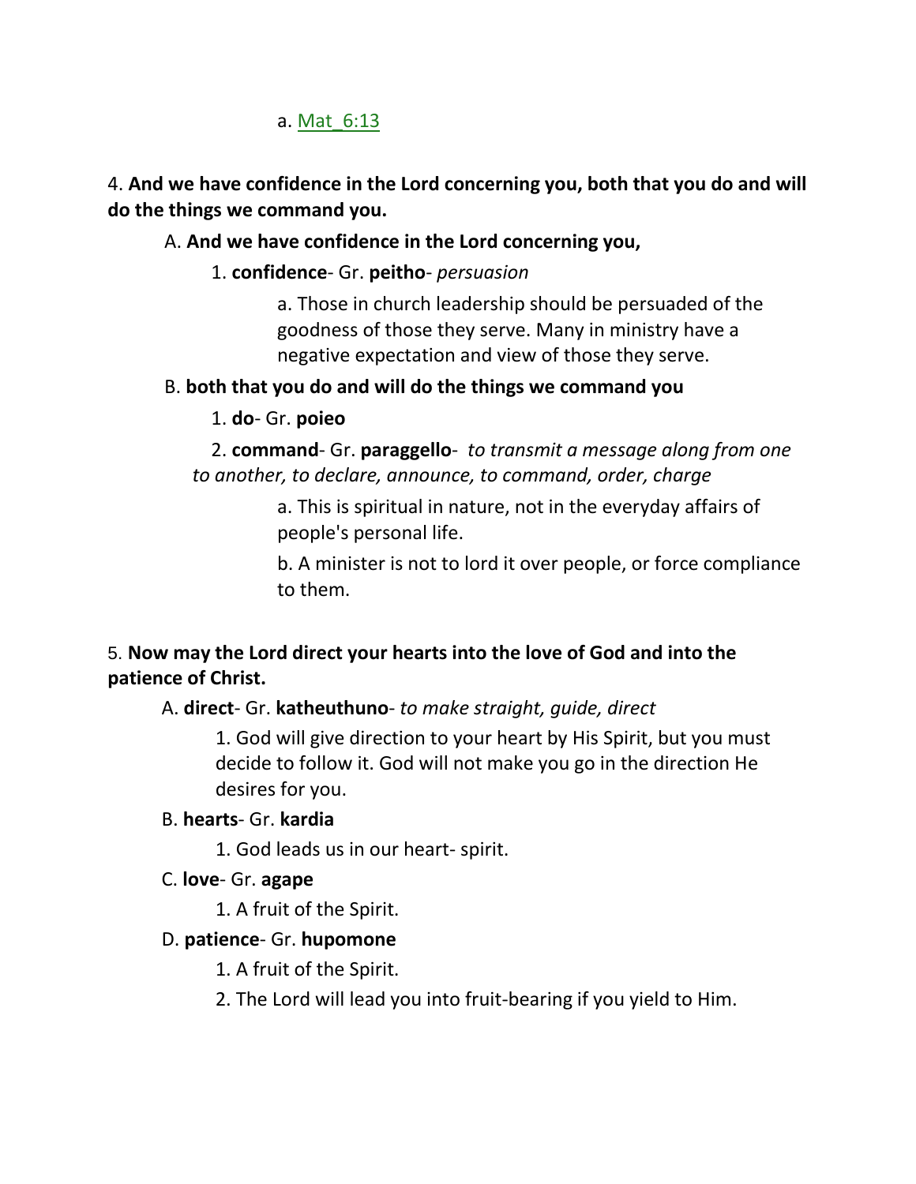a. Mat_6:13

4. **And we have confidence in the Lord concerning you, both that you do and will do the things we command you.**

A. **And we have confidence in the Lord concerning you,**

1. **confidence**- Gr. **peitho**- *persuasion*

a. Those in church leadership should be persuaded of the goodness of those they serve. Many in ministry have a negative expectation and view of those they serve.

B. **both that you do and will do the things we command you**

1. **do**- Gr. **poieo**

2. **command**- Gr. **paraggello**- *to transmit a message along from one to another, to declare, announce, to command, order, charge*

a. This is spiritual in nature, not in the everyday affairs of people's personal life.

b. A minister is not to lord it over people, or force compliance to them.

5. **Now may the Lord direct your hearts into the love of God and into the patience of Christ.**

A. **direct**- Gr. **katheuthuno**- *to make straight, guide, direct*

1. God will give direction to your heart by His Spirit, but you must decide to follow it. God will not make you go in the direction He desires for you.

B. **hearts**- Gr. **kardia**

1. God leads us in our heart- spirit.

C. **love**- Gr. **agape**

1. A fruit of the Spirit.

D. **patience**- Gr. **hupomone**

1. A fruit of the Spirit.

2. The Lord will lead you into fruit-bearing if you yield to Him.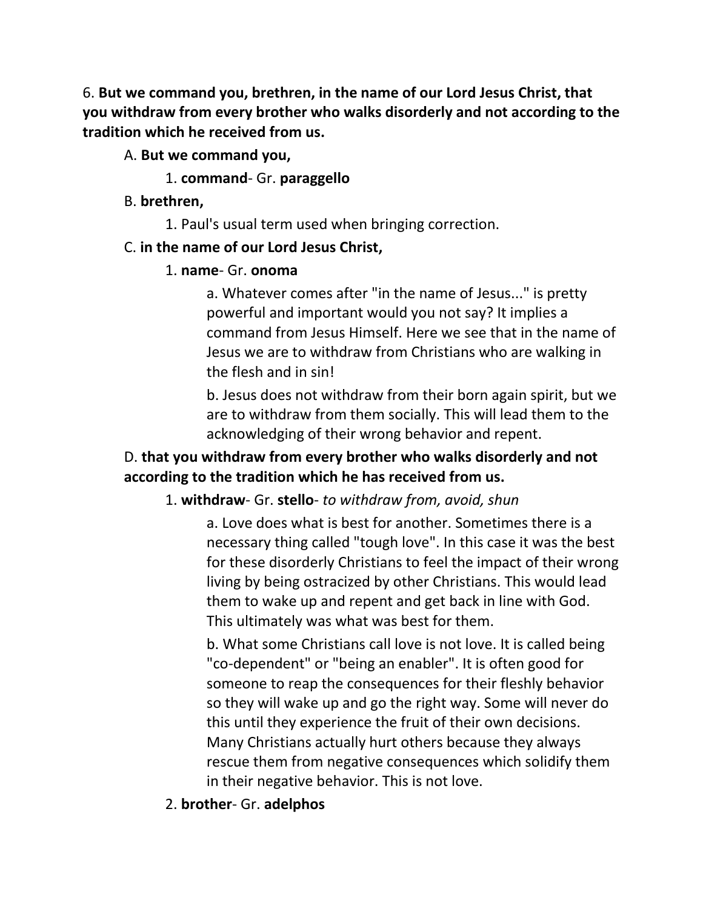6. **But we command you, brethren, in the name of our Lord Jesus Christ, that you withdraw from every brother who walks disorderly and not according to the tradition which he received from us.**

A. **But we command you,**

1. **command**- Gr. **paraggello**

B. **brethren,**

1. Paul's usual term used when bringing correction.

C. **in the name of our Lord Jesus Christ,**

1. **name**- Gr. **onoma**

a. Whatever comes after "in the name of Jesus..." is pretty powerful and important would you not say? It implies a command from Jesus Himself. Here we see that in the name of Jesus we are to withdraw from Christians who are walking in the flesh and in sin!

b. Jesus does not withdraw from their born again spirit, but we are to withdraw from them socially. This will lead them to the acknowledging of their wrong behavior and repent.

D. **that you withdraw from every brother who walks disorderly and not according to the tradition which he has received from us.**

1. **withdraw**- Gr. **stello**- *to withdraw from, avoid, shun*

a. Love does what is best for another. Sometimes there is a necessary thing called "tough love". In this case it was the best for these disorderly Christians to feel the impact of their wrong living by being ostracized by other Christians. This would lead them to wake up and repent and get back in line with God. This ultimately was what was best for them.

b. What some Christians call love is not love. It is called being "co-dependent" or "being an enabler". It is often good for someone to reap the consequences for their fleshly behavior so they will wake up and go the right way. Some will never do this until they experience the fruit of their own decisions. Many Christians actually hurt others because they always rescue them from negative consequences which solidify them in their negative behavior. This is not love.

2. **brother**- Gr. **adelphos**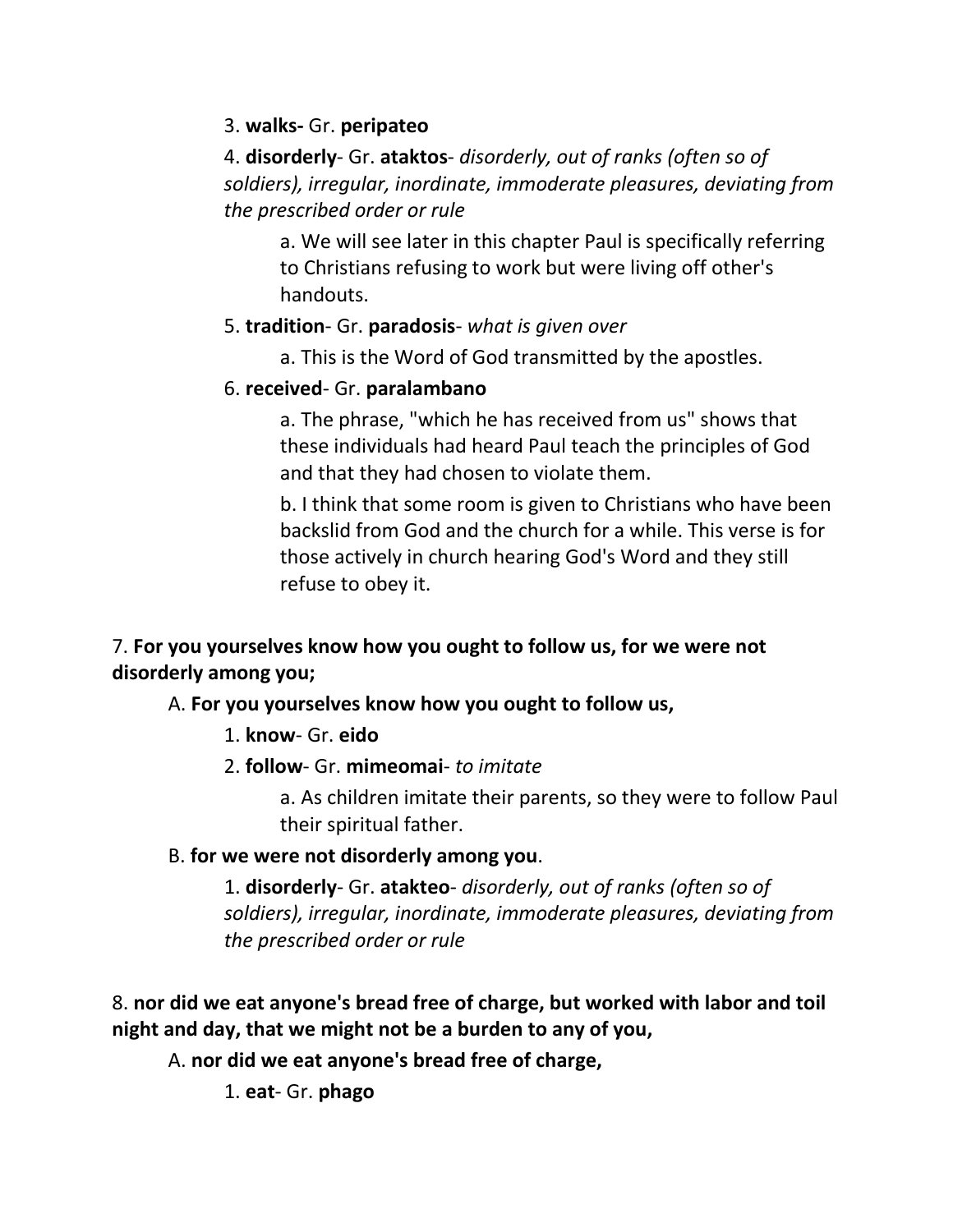3. **walks-** Gr. **peripateo**

4. **disorderly**- Gr. **ataktos**- *disorderly, out of ranks (often so of soldiers), irregular, inordinate, immoderate pleasures, deviating from the prescribed order or rule*

a. We will see later in this chapter Paul is specifically referring to Christians refusing to work but were living off other's handouts.

5. **tradition**- Gr. **paradosis**- *what is given over*

a. This is the Word of God transmitted by the apostles.

6. **received**- Gr. **paralambano**

a. The phrase, "which he has received from us" shows that these individuals had heard Paul teach the principles of God and that they had chosen to violate them.

b. I think that some room is given to Christians who have been backslid from God and the church for a while. This verse is for those actively in church hearing God's Word and they still refuse to obey it.

7. **For you yourselves know how you ought to follow us, for we were not disorderly among you;**

A. **For you yourselves know how you ought to follow us,**

1. **know**- Gr. **eido**

2. **follow**- Gr. **mimeomai**- *to imitate*

a. As children imitate their parents, so they were to follow Paul their spiritual father.

B. **for we were not disorderly among you**.

1. **disorderly**- Gr. **atakteo**- *disorderly, out of ranks (often so of soldiers), irregular, inordinate, immoderate pleasures, deviating from the prescribed order or rule*

8. **nor did we eat anyone's bread free of charge, but worked with labor and toil night and day, that we might not be a burden to any of you,**

A. **nor did we eat anyone's bread free of charge,**

1. **eat**- Gr. **phago**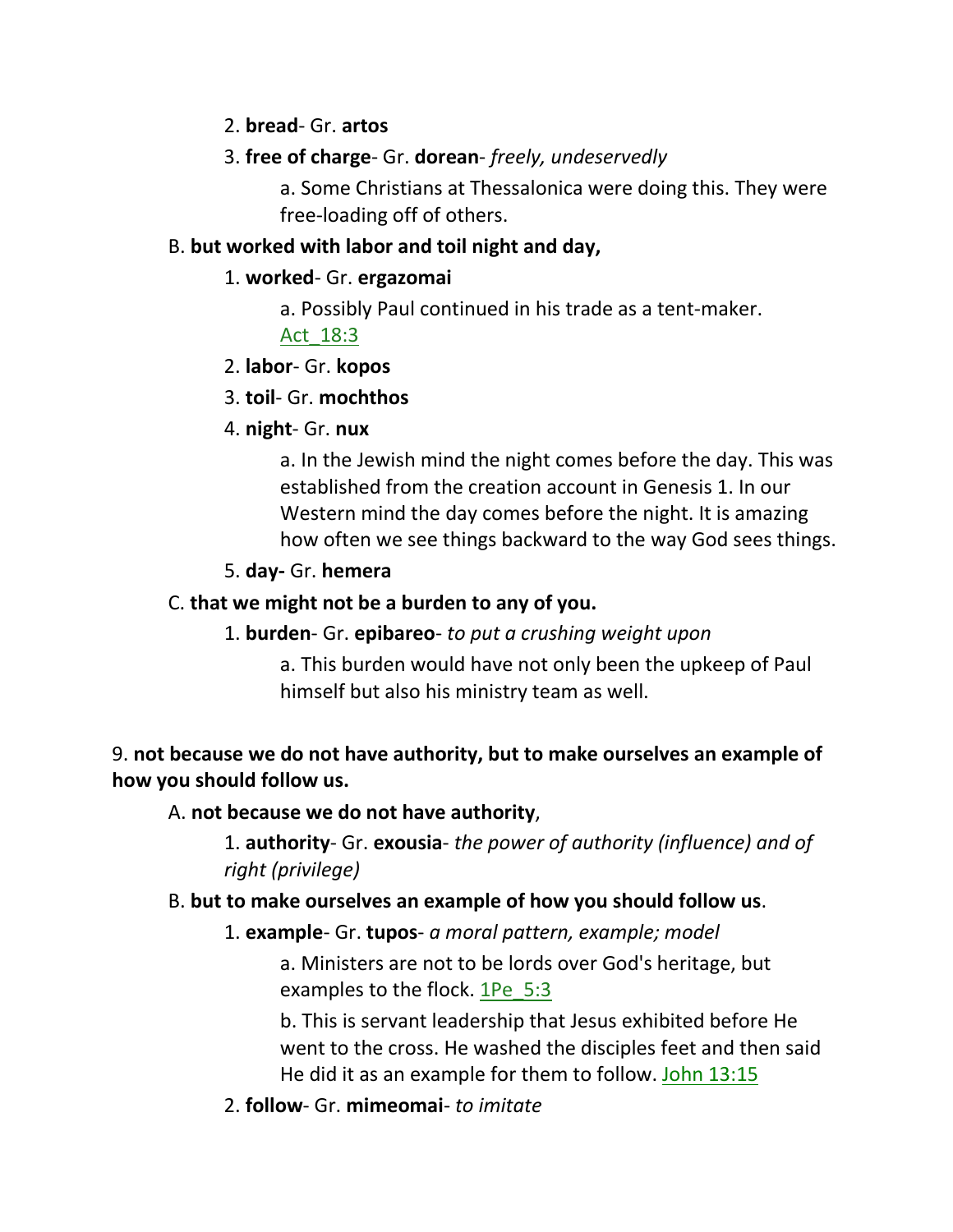2. **bread**- Gr. **artos**

3. **free of charge**- Gr. **dorean**- *freely, undeservedly*

a. Some Christians at Thessalonica were doing this. They were free-loading off of others.

B. **but worked with labor and toil night and day,**

1. **worked**- Gr. **ergazomai**

a. Possibly Paul continued in his trade as a tent-maker. Act_18:3

2. **labor**- Gr. **kopos**

3. **toil**- Gr. **mochthos**

4. **night**- Gr. **nux**

a. In the Jewish mind the night comes before the day. This was established from the creation account in Genesis 1. In our Western mind the day comes before the night. It is amazing how often we see things backward to the way God sees things.

5. **day-** Gr. **hemera**

C. **that we might not be a burden to any of you.**

1. **burden**- Gr. **epibareo**- *to put a crushing weight upon*

a. This burden would have not only been the upkeep of Paul himself but also his ministry team as well.

9. **not because we do not have authority, but to make ourselves an example of how you should follow us.**

A. **not because we do not have authority**,

1. **authority**- Gr. **exousia**- *the power of authority (influence) and of right (privilege)*

B. **but to make ourselves an example of how you should follow us**.

1. **example**- Gr. **tupos**- *a moral pattern, example; model*

a. Ministers are not to be lords over God's heritage, but examples to the flock. 1Pe_5:3

b. This is servant leadership that Jesus exhibited before He went to the cross. He washed the disciples feet and then said He did it as an example for them to follow. John 13:15

2. **follow**- Gr. **mimeomai**- *to imitate*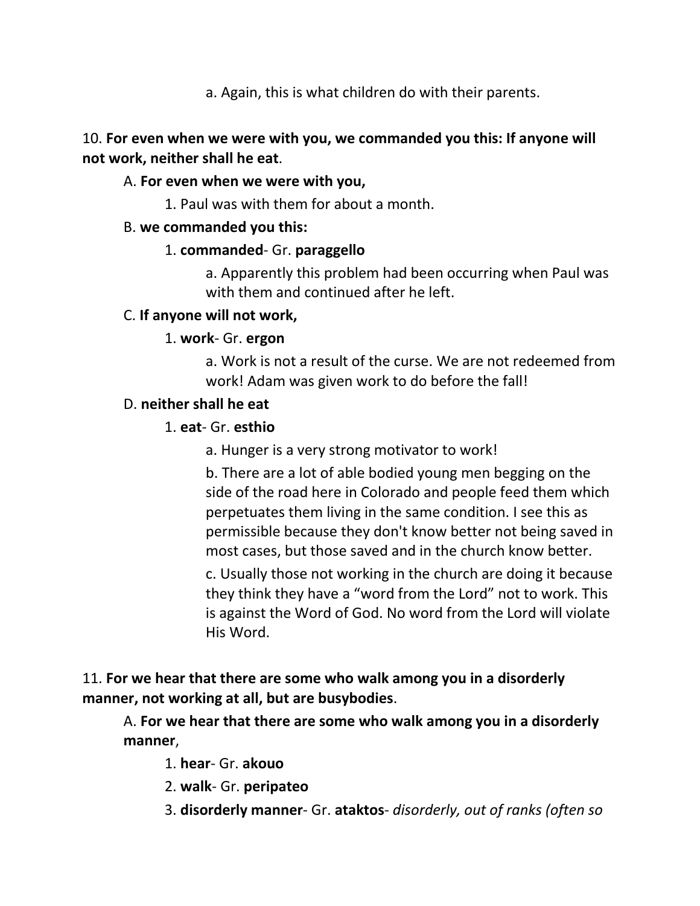a. Again, this is what children do with their parents.

10. **For even when we were with you, we commanded you this: If anyone will not work, neither shall he eat**.

A. **For even when we were with you,**

1. Paul was with them for about a month.

B. **we commanded you this:**

1. **commanded**- Gr. **paraggello**

a. Apparently this problem had been occurring when Paul was with them and continued after he left.

C. **If anyone will not work,**

1. **work**- Gr. **ergon**

a. Work is not a result of the curse. We are not redeemed from work! Adam was given work to do before the fall!

D. **neither shall he eat**

1. **eat**- Gr. **esthio**

a. Hunger is a very strong motivator to work!

b. There are a lot of able bodied young men begging on the side of the road here in Colorado and people feed them which perpetuates them living in the same condition. I see this as permissible because they don't know better not being saved in most cases, but those saved and in the church know better.

c. Usually those not working in the church are doing it because they think they have a "word from the Lord" not to work. This is against the Word of God. No word from the Lord will violate His Word.

11. **For we hear that there are some who walk among you in a disorderly manner, not working at all, but are busybodies**.

A. **For we hear that there are some who walk among you in a disorderly manner**,

1. **hear**- Gr. **akouo**

2. **walk**- Gr. **peripateo**

3. **disorderly manner**- Gr. **ataktos**- *disorderly, out of ranks (often so*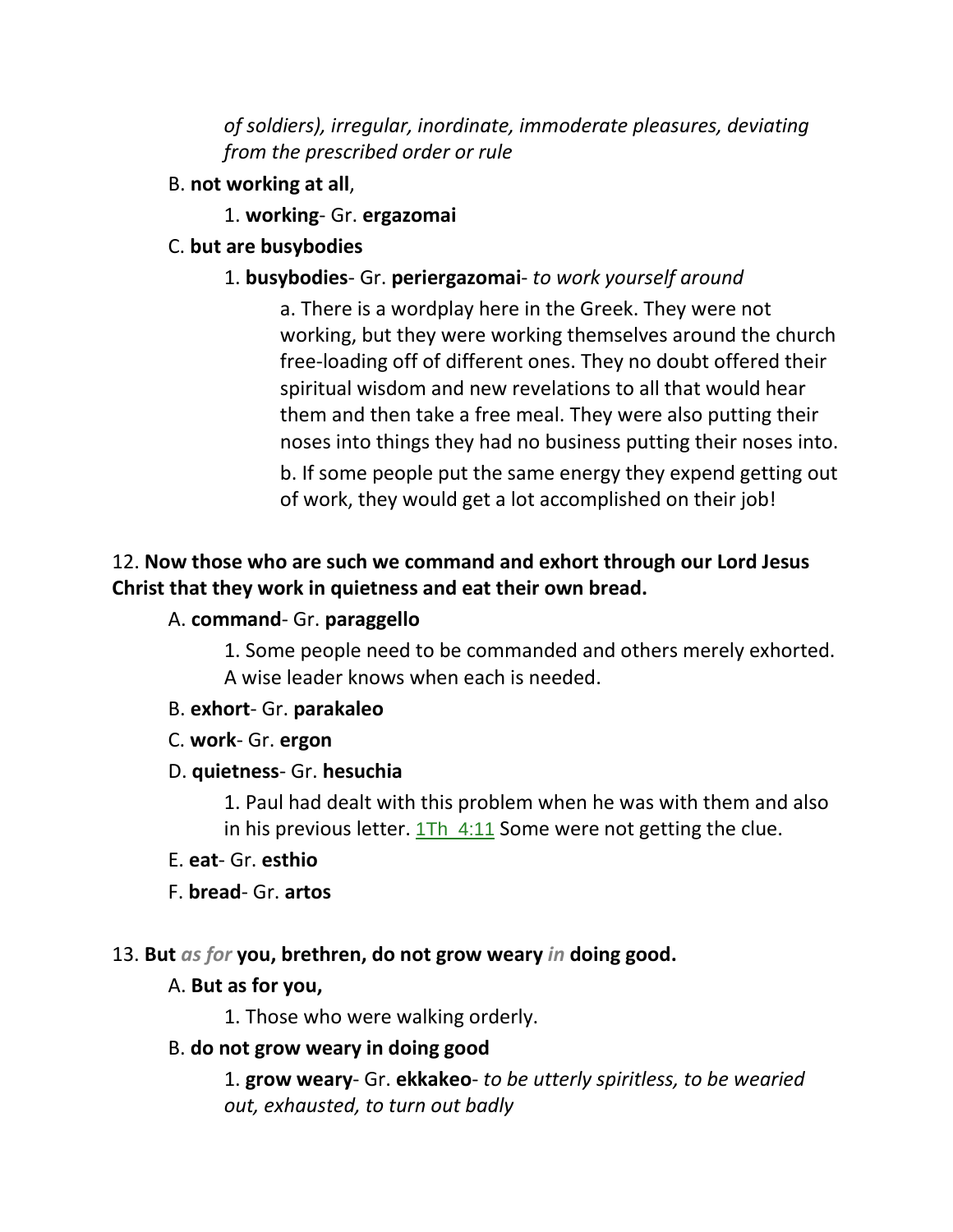*of soldiers), irregular, inordinate, immoderate pleasures, deviating from the prescribed order or rule*

B. **not working at all**,

1. **working**- Gr. **ergazomai**

C. **but are busybodies**

1. **busybodies**- Gr. **periergazomai**- *to work yourself around*

a. There is a wordplay here in the Greek. They were not working, but they were working themselves around the church free-loading off of different ones. They no doubt offered their spiritual wisdom and new revelations to all that would hear them and then take a free meal. They were also putting their noses into things they had no business putting their noses into.

b. If some people put the same energy they expend getting out of work, they would get a lot accomplished on their job!

12. **Now those who are such we command and exhort through our Lord Jesus Christ that they work in quietness and eat their own bread.**

A. **command**- Gr. **paraggello**

1. Some people need to be commanded and others merely exhorted. A wise leader knows when each is needed.

B. **exhort**- Gr. **parakaleo**

C. **work**- Gr. **ergon**

D. **quietness**- Gr. **hesuchia**

1. Paul had dealt with this problem when he was with them and also in his previous letter. 1Th 4:11 Some were not getting the clue.

E. **eat**- Gr. **esthio**

F. **bread**- Gr. **artos**

13. **But** ***as for*** **you, brethren, do not grow weary** ***in*** **doing good.**

A. **But as for you,**

1. Those who were walking orderly.

B. **do not grow weary in doing good**

1. **grow weary**- Gr. **ekkakeo**- *to be utterly spiritless, to be wearied out, exhausted, to turn out badly*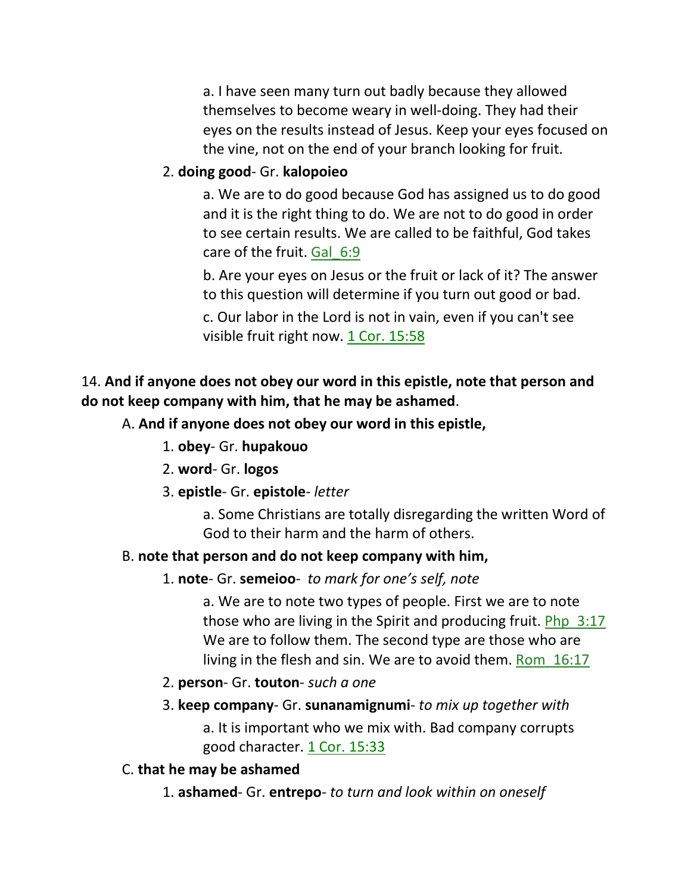a. I have seen many turn out badly because they allowed themselves to become weary in well-doing. They had their eyes on the results instead of Jesus. Keep your eyes focused on the vine, not on the end of your branch looking for fruit.

2. **doing good**- Gr. **kalopoieo**

a. We are to do good because God has assigned us to do good and it is the right thing to do. We are not to do good in order to see certain results. We are called to be faithful, God takes care of the fruit. Gal_6:9

b. Are your eyes on Jesus or the fruit or lack of it? The answer to this question will determine if you turn out good or bad.

c. Our labor in the Lord is not in vain, even if you can't see visible fruit right now. 1 Cor. 15:58

14. **And if anyone does not obey our word in this epistle, note that person and do not keep company with him, that he may be ashamed**.

A. **And if anyone does not obey our word in this epistle,**

1. **obey**- Gr. **hupakouo**

2. **word**- Gr. **logos**

3. **epistle**- Gr. **epistole**- *letter*

a. Some Christians are totally disregarding the written Word of God to their harm and the harm of others.

B. **note that person and do not keep company with him,**

1. **note**- Gr. **semeioo**- *to mark for one's self, note*

a. We are to note two types of people. First we are to note those who are living in the Spirit and producing fruit. Php_3:17 We are to follow them. The second type are those who are living in the flesh and sin. We are to avoid them. Rom_16:17

2. **person**- Gr. **touton**- *such a one*

3. **keep company**- Gr. **sunanamignumi**- *to mix up together with*

a. It is important who we mix with. Bad company corrupts good character. 1 Cor. 15:33

C. **that he may be ashamed**

1. **ashamed**- Gr. **entrepo**- *to turn and look within on oneself*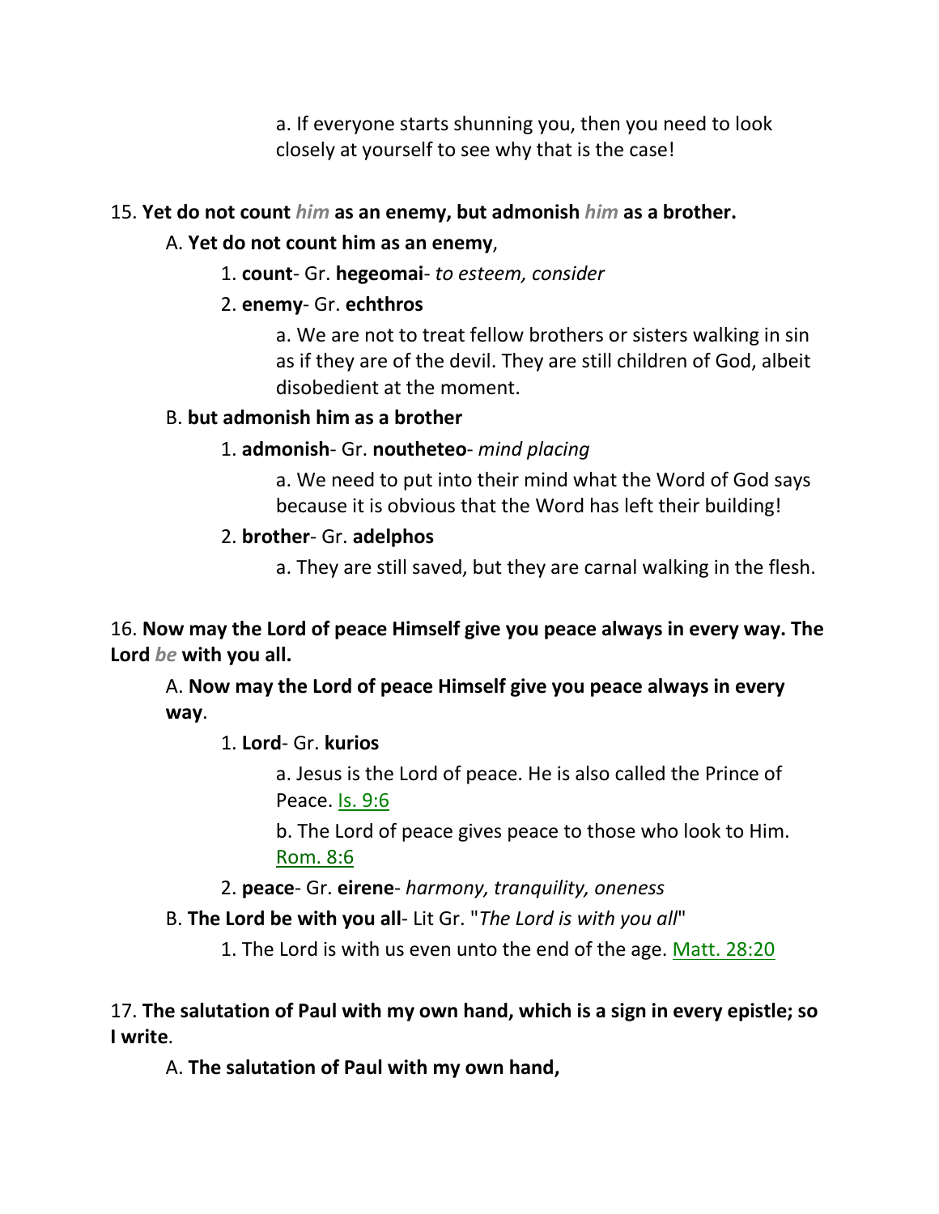a. If everyone starts shunning you, then you need to look closely at yourself to see why that is the case!

15. **Yet do not count *him* as an enemy, but admonish *him* as a brother.**

A. **Yet do not count him as an enemy**,

1. **count**- Gr. **hegeomai**- *to esteem, consider*

2. **enemy**- Gr. **echthros**

a. We are not to treat fellow brothers or sisters walking in sin as if they are of the devil. They are still children of God, albeit disobedient at the moment.

B. **but admonish him as a brother**

1. **admonish**- Gr. **noutheteo**- *mind placing*

a. We need to put into their mind what the Word of God says because it is obvious that the Word has left their building!

2. **brother**- Gr. **adelphos**

a. They are still saved, but they are carnal walking in the flesh.

16. **Now may the Lord of peace Himself give you peace always in every way. The Lord *be* with you all.**

A. **Now may the Lord of peace Himself give you peace always in every way**.

1. **Lord**- Gr. **kurios**

a. Jesus is the Lord of peace. He is also called the Prince of Peace. Is. 9:6

b. The Lord of peace gives peace to those who look to Him. Rom. 8:6

2. **peace**- Gr. **eirene**- *harmony, tranquility, oneness*

B. **The Lord be with you all**- Lit Gr. "*The Lord is with you all*"

1. The Lord is with us even unto the end of the age. Matt. 28:20

17. **The salutation of Paul with my own hand, which is a sign in every epistle; so I write**.

A. **The salutation of Paul with my own hand,**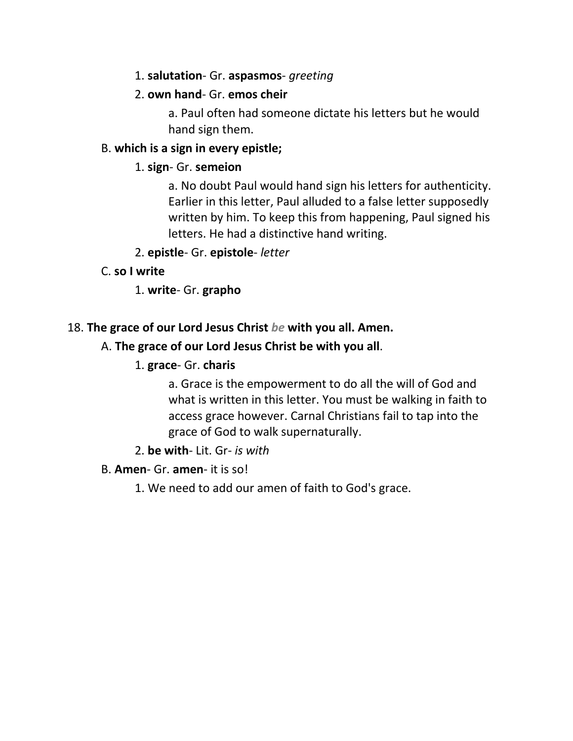1. **salutation**- Gr. **aspasmos**- *greeting*

2. **own hand**- Gr. **emos cheir**

    a. Paul often had someone dictate his letters but he would hand sign them.

B. **which is a sign in every epistle;**

1. **sign**- Gr. **semeion**

    a. No doubt Paul would hand sign his letters for authenticity. Earlier in this letter, Paul alluded to a false letter supposedly written by him. To keep this from happening, Paul signed his letters. He had a distinctive hand writing.

2. **epistle**- Gr. **epistole**- *letter*

C. **so I write**

1. **write**- Gr. **grapho**

18. **The grace of our Lord Jesus Christ** ***be*** **with you all. Amen.**

A. **The grace of our Lord Jesus Christ be with you all**.

1. **grace**- Gr. **charis**

    a. Grace is the empowerment to do all the will of God and what is written in this letter. You must be walking in faith to access grace however. Carnal Christians fail to tap into the grace of God to walk supernaturally.

2. **be with**- Lit. Gr- *is with*

B. **Amen**- Gr. **amen**- it is so!

1. We need to add our amen of faith to God's grace.